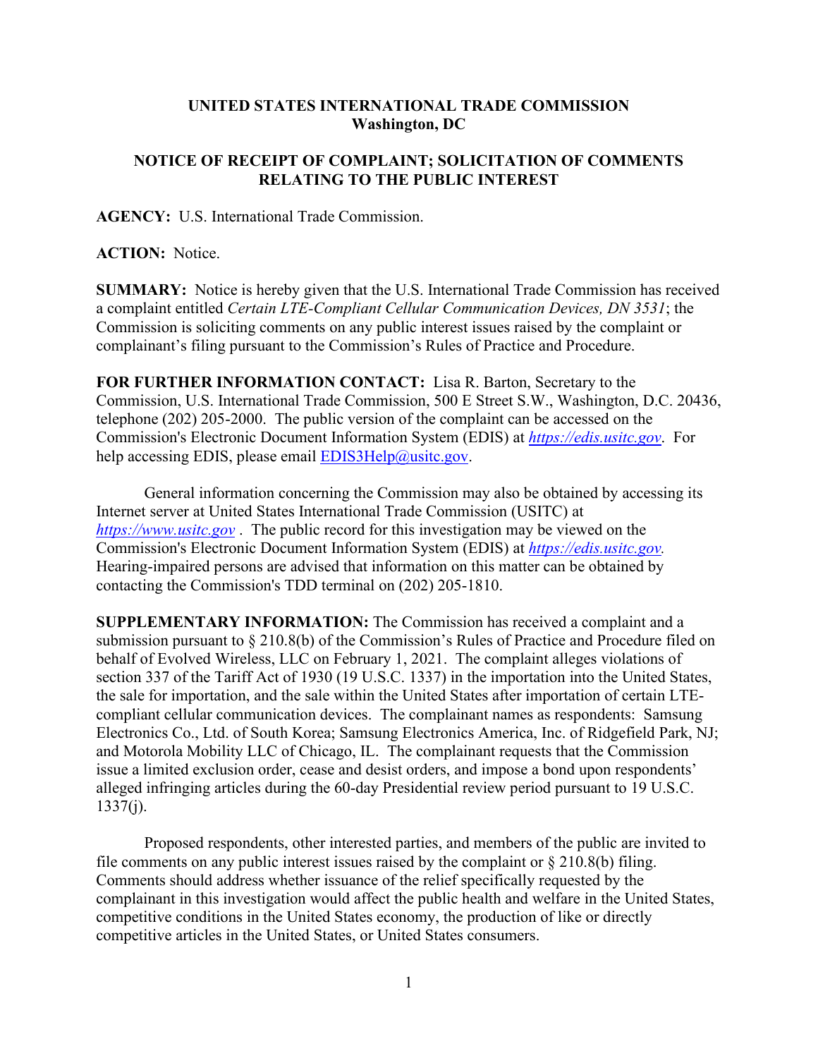**UNITED STATES INTERNATIONAL TRADE COMMISSION**
**Washington, DC**

**NOTICE OF RECEIPT OF COMPLAINT; SOLICITATION OF COMMENTS RELATING TO THE PUBLIC INTEREST**

**AGENCY:** U.S. International Trade Commission.

**ACTION:** Notice.

**SUMMARY:** Notice is hereby given that the U.S. International Trade Commission has received a complaint entitled *Certain LTE-Compliant Cellular Communication Devices, DN 3531*; the Commission is soliciting comments on any public interest issues raised by the complaint or complainant's filing pursuant to the Commission's Rules of Practice and Procedure.

**FOR FURTHER INFORMATION CONTACT:** Lisa R. Barton, Secretary to the Commission, U.S. International Trade Commission, 500 E Street S.W., Washington, D.C. 20436, telephone (202) 205-2000. The public version of the complaint can be accessed on the Commission's Electronic Document Information System (EDIS) at *https://edis.usitc.gov*. For help accessing EDIS, please email EDIS3Help@usitc.gov.

General information concerning the Commission may also be obtained by accessing its Internet server at United States International Trade Commission (USITC) at *https://www.usitc.gov* . The public record for this investigation may be viewed on the Commission's Electronic Document Information System (EDIS) at *https://edis.usitc.gov.* Hearing-impaired persons are advised that information on this matter can be obtained by contacting the Commission's TDD terminal on (202) 205-1810.

**SUPPLEMENTARY INFORMATION:** The Commission has received a complaint and a submission pursuant to § 210.8(b) of the Commission's Rules of Practice and Procedure filed on behalf of Evolved Wireless, LLC on February 1, 2021. The complaint alleges violations of section 337 of the Tariff Act of 1930 (19 U.S.C. 1337) in the importation into the United States, the sale for importation, and the sale within the United States after importation of certain LTE-compliant cellular communication devices. The complainant names as respondents: Samsung Electronics Co., Ltd. of South Korea; Samsung Electronics America, Inc. of Ridgefield Park, NJ; and Motorola Mobility LLC of Chicago, IL. The complainant requests that the Commission issue a limited exclusion order, cease and desist orders, and impose a bond upon respondents' alleged infringing articles during the 60-day Presidential review period pursuant to 19 U.S.C. 1337(j).

Proposed respondents, other interested parties, and members of the public are invited to file comments on any public interest issues raised by the complaint or § 210.8(b) filing. Comments should address whether issuance of the relief specifically requested by the complainant in this investigation would affect the public health and welfare in the United States, competitive conditions in the United States economy, the production of like or directly competitive articles in the United States, or United States consumers.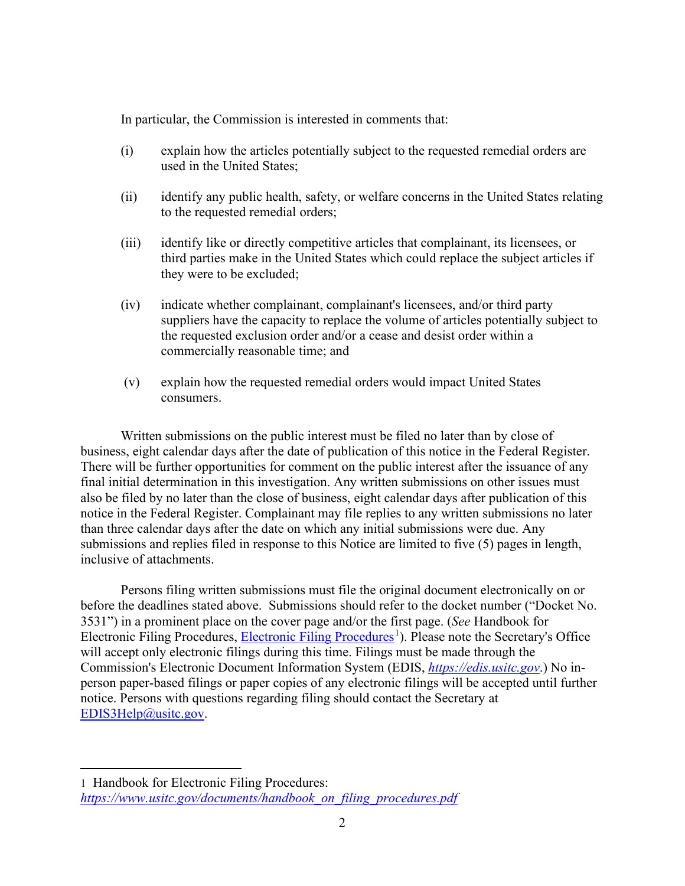In particular, the Commission is interested in comments that:

(i) explain how the articles potentially subject to the requested remedial orders are used in the United States;

(ii) identify any public health, safety, or welfare concerns in the United States relating to the requested remedial orders;

(iii) identify like or directly competitive articles that complainant, its licensees, or third parties make in the United States which could replace the subject articles if they were to be excluded;

(iv) indicate whether complainant, complainant's licensees, and/or third party suppliers have the capacity to replace the volume of articles potentially subject to the requested exclusion order and/or a cease and desist order within a commercially reasonable time; and

(v) explain how the requested remedial orders would impact United States consumers.

Written submissions on the public interest must be filed no later than by close of business, eight calendar days after the date of publication of this notice in the Federal Register. There will be further opportunities for comment on the public interest after the issuance of any final initial determination in this investigation. Any written submissions on other issues must also be filed by no later than the close of business, eight calendar days after publication of this notice in the Federal Register. Complainant may file replies to any written submissions no later than three calendar days after the date on which any initial submissions were due. Any submissions and replies filed in response to this Notice are limited to five (5) pages in length, inclusive of attachments.

Persons filing written submissions must file the original document electronically on or before the deadlines stated above. Submissions should refer to the docket number ("Docket No. 3531") in a prominent place on the cover page and/or the first page. (*See* Handbook for Electronic Filing Procedures, Electronic Filing Procedures[1]). Please note the Secretary's Office will accept only electronic filings during this time. Filings must be made through the Commission's Electronic Document Information System (EDIS, *https://edis.usitc.gov*.) No in-person paper-based filings or paper copies of any electronic filings will be accepted until further notice. Persons with questions regarding filing should contact the Secretary at EDIS3Help@usitc.gov.

---

1 Handbook for Electronic Filing Procedures: *https://www.usitc.gov/documents/handbook_on_filing_procedures.pdf*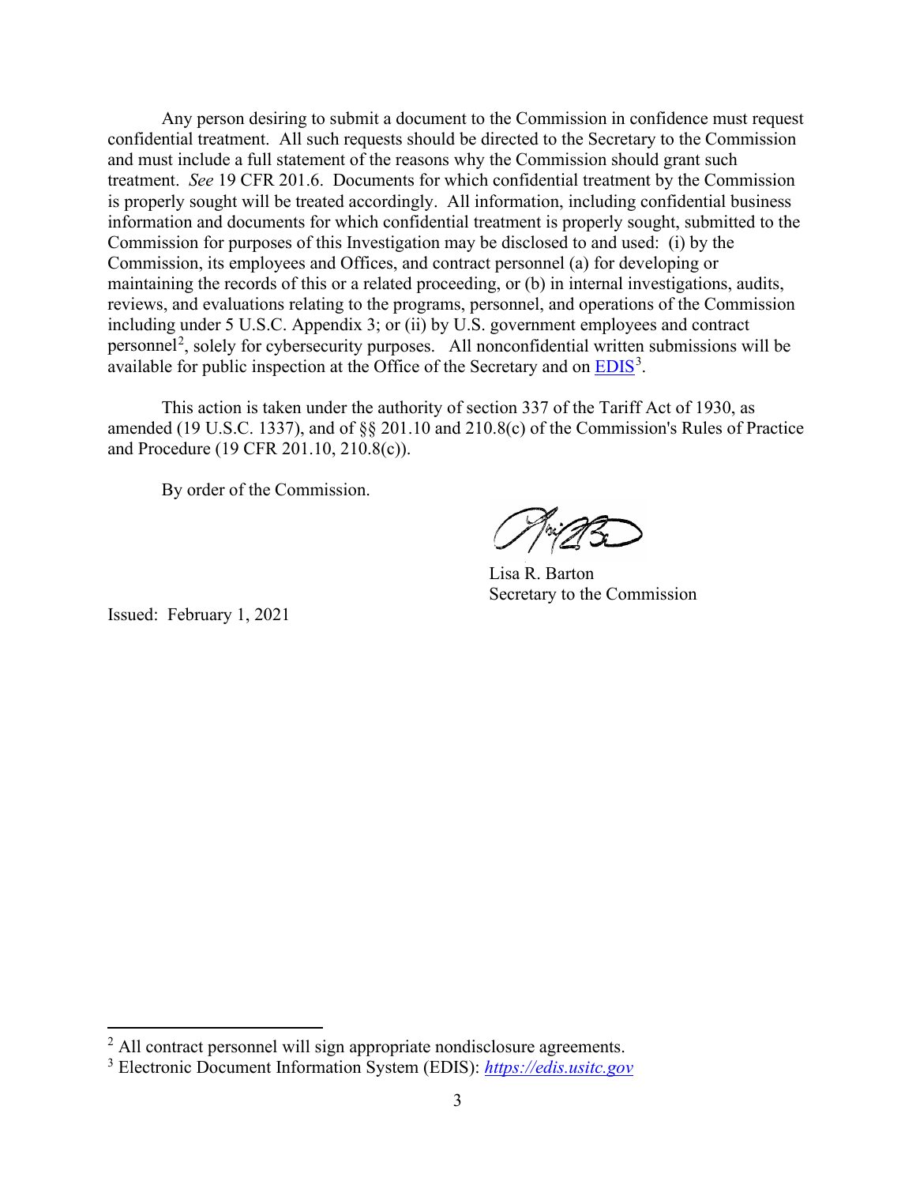Any person desiring to submit a document to the Commission in confidence must request confidential treatment. All such requests should be directed to the Secretary to the Commission and must include a full statement of the reasons why the Commission should grant such treatment. *See* 19 CFR 201.6. Documents for which confidential treatment by the Commission is properly sought will be treated accordingly. All information, including confidential business information and documents for which confidential treatment is properly sought, submitted to the Commission for purposes of this Investigation may be disclosed to and used: (i) by the Commission, its employees and Offices, and contract personnel (a) for developing or maintaining the records of this or a related proceeding, or (b) in internal investigations, audits, reviews, and evaluations relating to the programs, personnel, and operations of the Commission including under 5 U.S.C. Appendix 3; or (ii) by U.S. government employees and contract personnel[2], solely for cybersecurity purposes. All nonconfidential written submissions will be available for public inspection at the Office of the Secretary and on EDIS[3].

This action is taken under the authority of section 337 of the Tariff Act of 1930, as amended (19 U.S.C. 1337), and of §§ 201.10 and 210.8(c) of the Commission's Rules of Practice and Procedure (19 CFR 201.10, 210.8(c)).

By order of the Commission.

Lisa R. Barton
Secretary to the Commission

Issued: February 1, 2021

[2] All contract personnel will sign appropriate nondisclosure agreements.

[3] Electronic Document Information System (EDIS): *https://edis.usitc.gov*